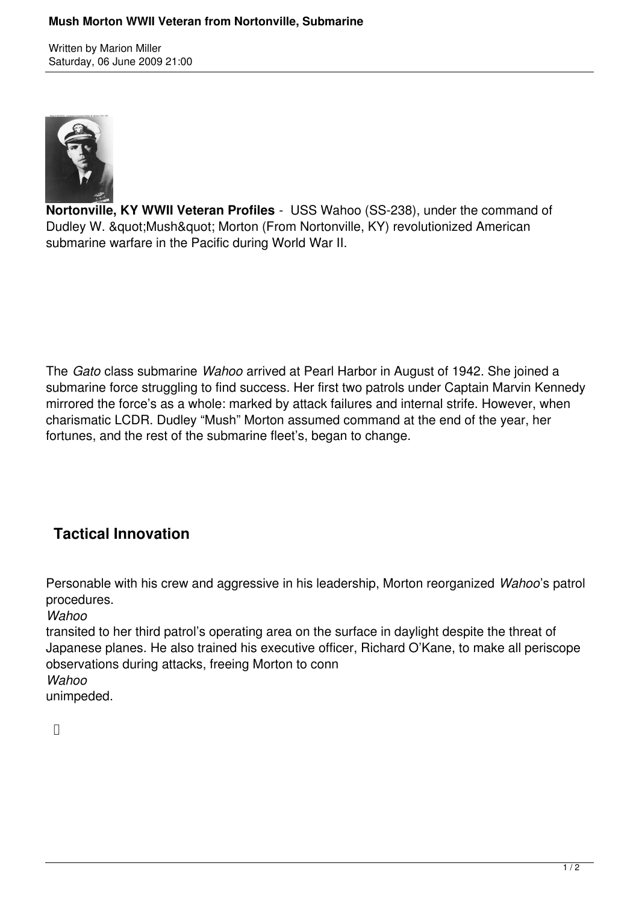# Mush Morton WWII Veteran from Nortonville, Submarine

Written by Marion Miller
Saturday, 06 June 2009 21:00

**Nortonville, KY WWII Veteran Profiles** - USS Wahoo (SS-238), under the command of Dudley W. &quot;Mush&quot; Morton (From Nortonville, KY) revolutionized American submarine warfare in the Pacific during World War II.

The *Gato* class submarine *Wahoo* arrived at Pearl Harbor in August of 1942. She joined a submarine force struggling to find success. Her first two patrols under Captain Marvin Kennedy mirrored the force's as a whole: marked by attack failures and internal strife. However, when charismatic LCDR. Dudley "Mush" Morton assumed command at the end of the year, her fortunes, and the rest of the submarine fleet's, began to change.

## Tactical Innovation

Personable with his crew and aggressive in his leadership, Morton reorganized *Wahoo*'s patrol procedures. *Wahoo* transited to her third patrol's operating area on the surface in daylight despite the threat of Japanese planes. He also trained his executive officer, Richard O'Kane, to make all periscope observations during attacks, freeing Morton to conn *Wahoo* unimpeded.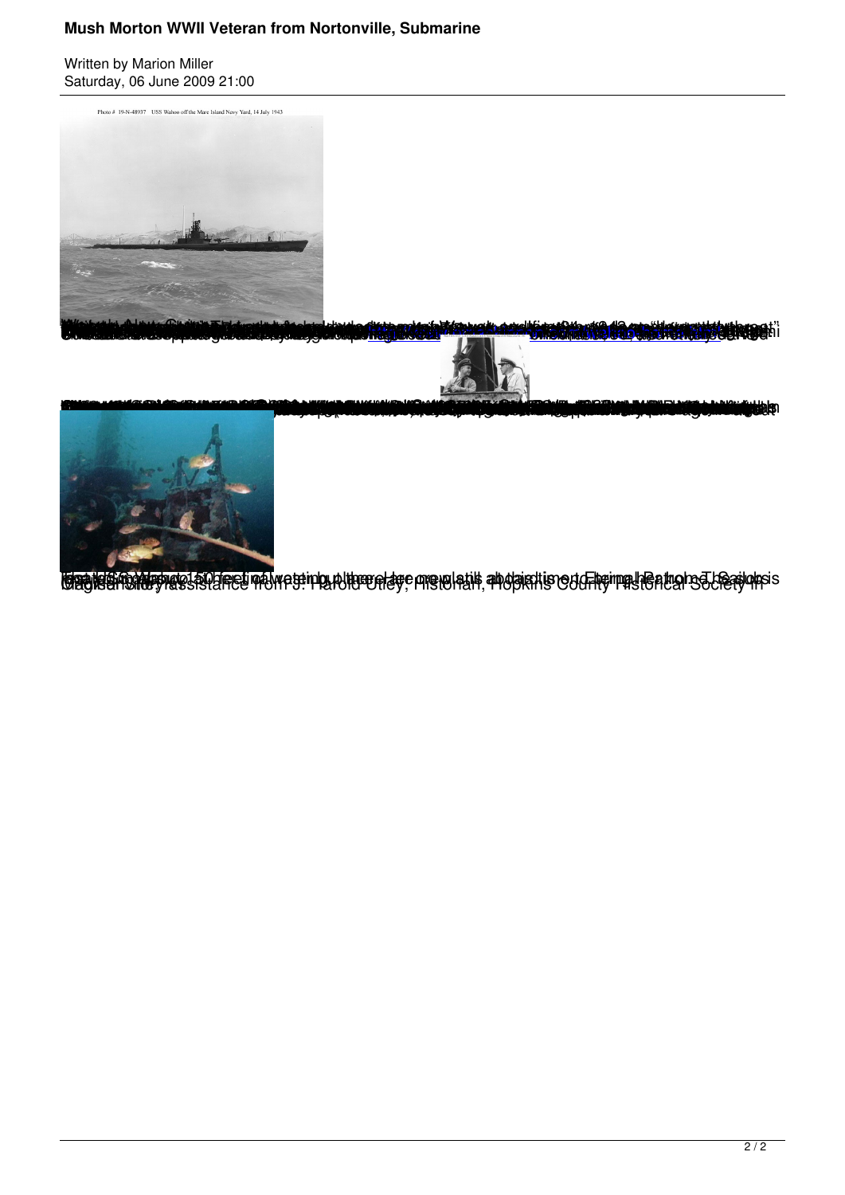Photo # 19-N-48937 USS Wahoo off the Mare Island Navy Yard, 14 July 1943

assistance from J. Harold Utley, Historian, Hopkins County Historical Society in